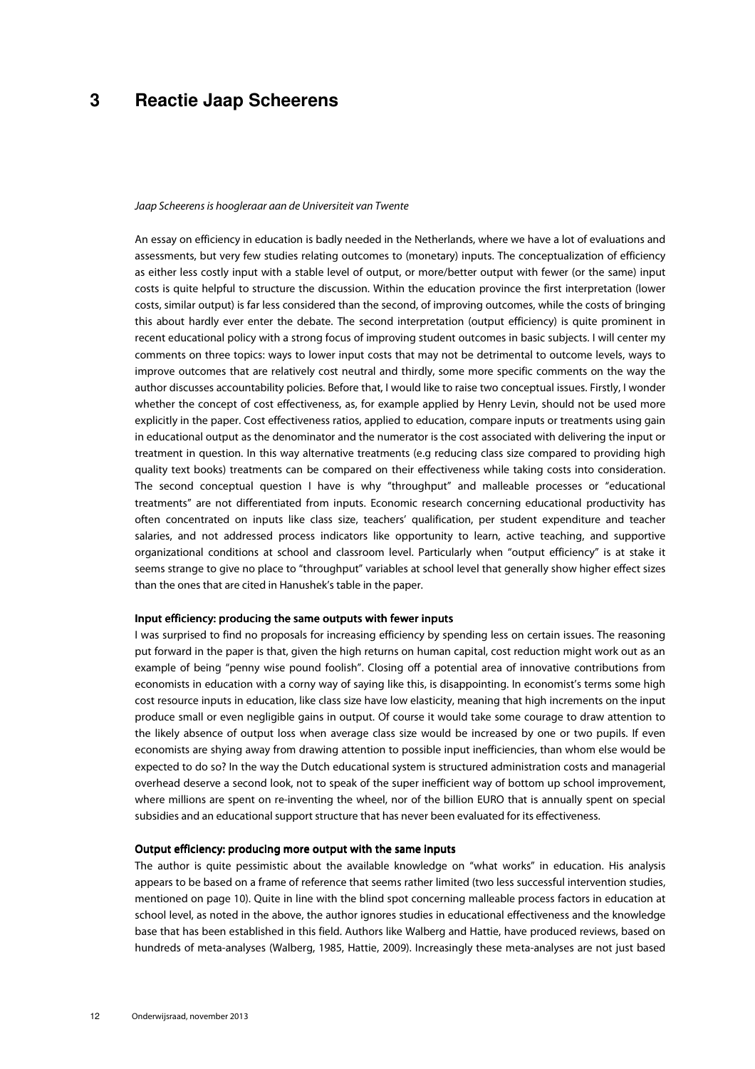# 3 Reactie Jaap Scheerens

*Jaap Scheerens is hoogleraar aan de Universiteit van Twente*

An essay on efficiency in education is badly needed in the Netherlands, where we have a lot of evaluations and assessments, but very few studies relating outcomes to (monetary) inputs. The conceptualization of efficiency as either less costly input with a stable level of output, or more/better output with fewer (or the same) input costs is quite helpful to structure the discussion. Within the education province the first interpretation (lower costs, similar output) is far less considered than the second, of improving outcomes, while the costs of bringing this about hardly ever enter the debate. The second interpretation (output efficiency) is quite prominent in recent educational policy with a strong focus of improving student outcomes in basic subjects. I will center my comments on three topics: ways to lower input costs that may not be detrimental to outcome levels, ways to improve outcomes that are relatively cost neutral and thirdly, some more specific comments on the way the author discusses accountability policies. Before that, I would like to raise two conceptual issues. Firstly, I wonder whether the concept of cost effectiveness, as, for example applied by Henry Levin, should not be used more explicitly in the paper. Cost effectiveness ratios, applied to education, compare inputs or treatments using gain in educational output as the denominator and the numerator is the cost associated with delivering the input or treatment in question. In this way alternative treatments (e.g reducing class size compared to providing high quality text books) treatments can be compared on their effectiveness while taking costs into consideration. The second conceptual question I have is why "throughput" and malleable processes or "educational treatments" are not differentiated from inputs. Economic research concerning educational productivity has often concentrated on inputs like class size, teachers' qualification, per student expenditure and teacher salaries, and not addressed process indicators like opportunity to learn, active teaching, and supportive organizational conditions at school and classroom level. Particularly when "output efficiency" is at stake it seems strange to give no place to "throughput" variables at school level that generally show higher effect sizes than the ones that are cited in Hanushek's table in the paper.

### Input efficiency: producing the same outputs with fewer inputs

I was surprised to find no proposals for increasing efficiency by spending less on certain issues. The reasoning put forward in the paper is that, given the high returns on human capital, cost reduction might work out as an example of being "penny wise pound foolish". Closing off a potential area of innovative contributions from economists in education with a corny way of saying like this, is disappointing. In economist's terms some high cost resource inputs in education, like class size have low elasticity, meaning that high increments on the input produce small or even negligible gains in output. Of course it would take some courage to draw attention to the likely absence of output loss when average class size would be increased by one or two pupils. If even economists are shying away from drawing attention to possible input inefficiencies, than whom else would be expected to do so? In the way the Dutch educational system is structured administration costs and managerial overhead deserve a second look, not to speak of the super inefficient way of bottom up school improvement, where millions are spent on re-inventing the wheel, nor of the billion EURO that is annually spent on special subsidies and an educational support structure that has never been evaluated for its effectiveness.

### Output efficiency: producing more output with the same inputs

The author is quite pessimistic about the available knowledge on "what works" in education. His analysis appears to be based on a frame of reference that seems rather limited (two less successful intervention studies, mentioned on page 10). Quite in line with the blind spot concerning malleable process factors in education at school level, as noted in the above, the author ignores studies in educational effectiveness and the knowledge base that has been established in this field. Authors like Walberg and Hattie, have produced reviews, based on hundreds of meta-analyses (Walberg, 1985, Hattie, 2009). Increasingly these meta-analyses are not just based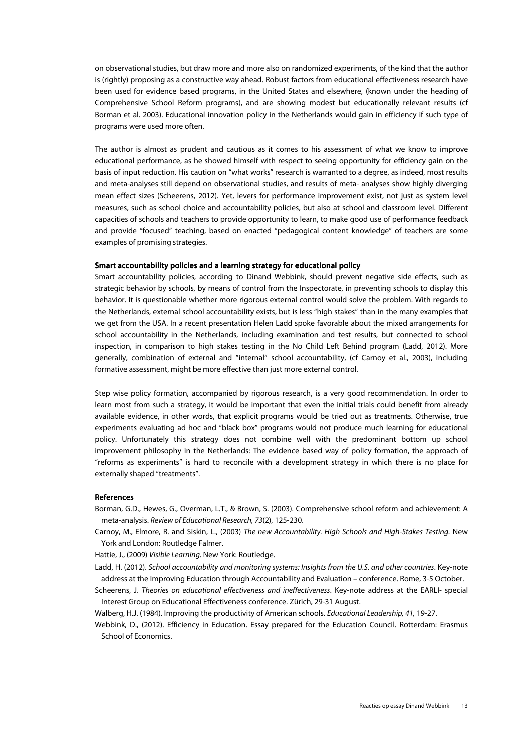on observational studies, but draw more and more also on randomized experiments, of the kind that the author is (rightly) proposing as a constructive way ahead. Robust factors from educational effectiveness research have been used for evidence based programs, in the United States and elsewhere, (known under the heading of Comprehensive School Reform programs), and are showing modest but educationally relevant results (cf Borman et al. 2003). Educational innovation policy in the Netherlands would gain in efficiency if such type of programs were used more often.

The author is almost as prudent and cautious as it comes to his assessment of what we know to improve educational performance, as he showed himself with respect to seeing opportunity for efficiency gain on the basis of input reduction. His caution on "what works" research is warranted to a degree, as indeed, most results and meta-analyses still depend on observational studies, and results of meta- analyses show highly diverging mean effect sizes (Scheerens, 2012). Yet, levers for performance improvement exist, not just as system level measures, such as school choice and accountability policies, but also at school and classroom level. Different capacities of schools and teachers to provide opportunity to learn, to make good use of performance feedback and provide "focused" teaching, based on enacted "pedagogical content knowledge" of teachers are some examples of promising strategies.

**Smart accountability policies and a learning strategy for educational policy**

Smart accountability policies, according to Dinand Webbink, should prevent negative side effects, such as strategic behavior by schools, by means of control from the Inspectorate, in preventing schools to display this behavior. It is questionable whether more rigorous external control would solve the problem. With regards to the Netherlands, external school accountability exists, but is less "high stakes" than in the many examples that we get from the USA. In a recent presentation Helen Ladd spoke favorable about the mixed arrangements for school accountability in the Netherlands, including examination and test results, but connected to school inspection, in comparison to high stakes testing in the No Child Left Behind program (Ladd, 2012). More generally, combination of external and "internal" school accountability, (cf Carnoy et al., 2003), including formative assessment, might be more effective than just more external control.

Step wise policy formation, accompanied by rigorous research, is a very good recommendation. In order to learn most from such a strategy, it would be important that even the initial trials could benefit from already available evidence, in other words, that explicit programs would be tried out as treatments. Otherwise, true experiments evaluating ad hoc and "black box" programs would not produce much learning for educational policy. Unfortunately this strategy does not combine well with the predominant bottom up school improvement philosophy in the Netherlands: The evidence based way of policy formation, the approach of "reforms as experiments" is hard to reconcile with a development strategy in which there is no place for externally shaped "treatments".

**References**

Borman, G.D., Hewes, G., Overman, L.T., & Brown, S. (2003). Comprehensive school reform and achievement: A meta-analysis. *Review of Educational Research, 73*(2), 125-230.

Carnoy, M., Elmore, R. and Siskin, L., (2003) *The new Accountability. High Schools and High-Stakes Testing.* New York and London: Routledge Falmer.

Hattie, J., (2009) *Visible Learning.* New York: Routledge.

Ladd, H. (2012). *School accountability and monitoring systems: Insights from the U.S. and other countries.* Key-note address at the Improving Education through Accountability and Evaluation – conference. Rome, 3-5 October.

Scheerens, J. *Theories on educational effectiveness and ineffectiveness.* Key-note address at the EARLI- special Interest Group on Educational Effectiveness conference. Zürich, 29-31 August.

Walberg, H.J. (1984). Improving the productivity of American schools. *Educational Leadership, 41,* 19-27.

Webbink, D., (2012). Efficiency in Education. Essay prepared for the Education Council. Rotterdam: Erasmus School of Economics.